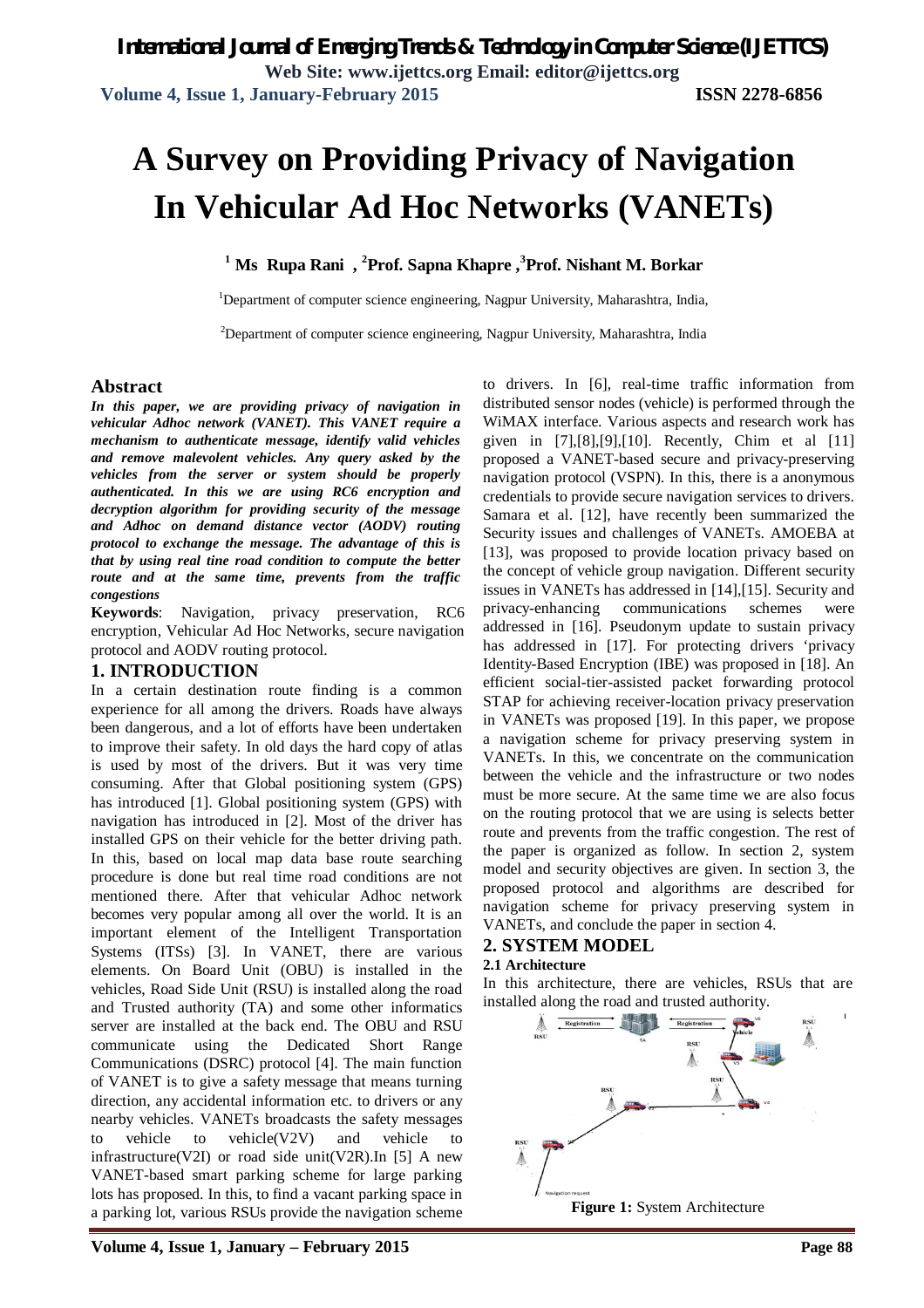# A Survey on Providing Privacy of Navigation In Vehicular Ad Hoc Networks (VANETs)

**[1] Ms Rupa Rani , [2]Prof. Sapna Khapre ,[3]Prof. Nishant M. Borkar**

[1]Department of computer science engineering, Nagpur University, Maharashtra, India,

[2]Department of computer science engineering, Nagpur University, Maharashtra, India

## Abstract

***In this paper, we are providing privacy of navigation in vehicular Adhoc network (VANET). This VANET require a mechanism to authenticate message, identify valid vehicles and remove malevolent vehicles. Any query asked by the vehicles from the server or system should be properly authenticated. In this we are using RC6 encryption and decryption algorithm for providing security of the message and Adhoc on demand distance vector (AODV) routing protocol to exchange the message. The advantage of this is that by using real tine road condition to compute the better route and at the same time, prevents from the traffic congestions***

**Keywords**: Navigation, privacy preservation, RC6 encryption, Vehicular Ad Hoc Networks, secure navigation protocol and AODV routing protocol.

## 1. INTRODUCTION

In a certain destination route finding is a common experience for all among the drivers. Roads have always been dangerous, and a lot of efforts have been undertaken to improve their safety. In old days the hard copy of atlas is used by most of the drivers. But it was very time consuming. After that Global positioning system (GPS) has introduced [1]. Global positioning system (GPS) with navigation has introduced in [2]. Most of the driver has installed GPS on their vehicle for the better driving path. In this, based on local map data base route searching procedure is done but real time road conditions are not mentioned there. After that vehicular Adhoc network becomes very popular among all over the world. It is an important element of the Intelligent Transportation Systems (ITSs) [3]. In VANET, there are various elements. On Board Unit (OBU) is installed in the vehicles, Road Side Unit (RSU) is installed along the road and Trusted authority (TA) and some other informatics server are installed at the back end. The OBU and RSU communicate using the Dedicated Short Range Communications (DSRC) protocol [4]. The main function of VANET is to give a safety message that means turning direction, any accidental information etc. to drivers or any nearby vehicles. VANETs broadcasts the safety messages to vehicle to vehicle(V2V) and vehicle to infrastructure(V2I) or road side unit(V2R).In [5] A new VANET-based smart parking scheme for large parking lots has proposed. In this, to find a vacant parking space in a parking lot, various RSUs provide the navigation scheme to drivers. In [6], real-time traffic information from distributed sensor nodes (vehicle) is performed through the WiMAX interface. Various aspects and research work has given in [7],[8],[9],[10]. Recently, Chim et al [11] proposed a VANET-based secure and privacy-preserving navigation protocol (VSPN). In this, there is a anonymous credentials to provide secure navigation services to drivers. Samara et al. [12], have recently been summarized the Security issues and challenges of VANETs. AMOEBA at [13], was proposed to provide location privacy based on the concept of vehicle group navigation. Different security issues in VANETs has addressed in [14],[15]. Security and privacy-enhancing communications schemes were addressed in [16]. Pseudonym update to sustain privacy has addressed in [17]. For protecting drivers 'privacy Identity-Based Encryption (IBE) was proposed in [18]. An efficient social-tier-assisted packet forwarding protocol STAP for achieving receiver-location privacy preservation in VANETs was proposed [19]. In this paper, we propose a navigation scheme for privacy preserving system in VANETs. In this, we concentrate on the communication between the vehicle and the infrastructure or two nodes must be more secure. At the same time we are also focus on the routing protocol that we are using is selects better route and prevents from the traffic congestion. The rest of the paper is organized as follow. In section 2, system model and security objectives are given. In section 3, the proposed protocol and algorithms are described for navigation scheme for privacy preserving system in VANETs, and conclude the paper in section 4.

## 2. SYSTEM MODEL

### 2.1 Architecture

In this architecture, there are vehicles, RSUs that are installed along the road and trusted authority.

RSU
Registration
TA
Registration
Vehicle
RSU
V6
RSU
V5
RSU
RSU
V4
V3
RSU
V1
Navigation request

**Figure 1:** System Architecture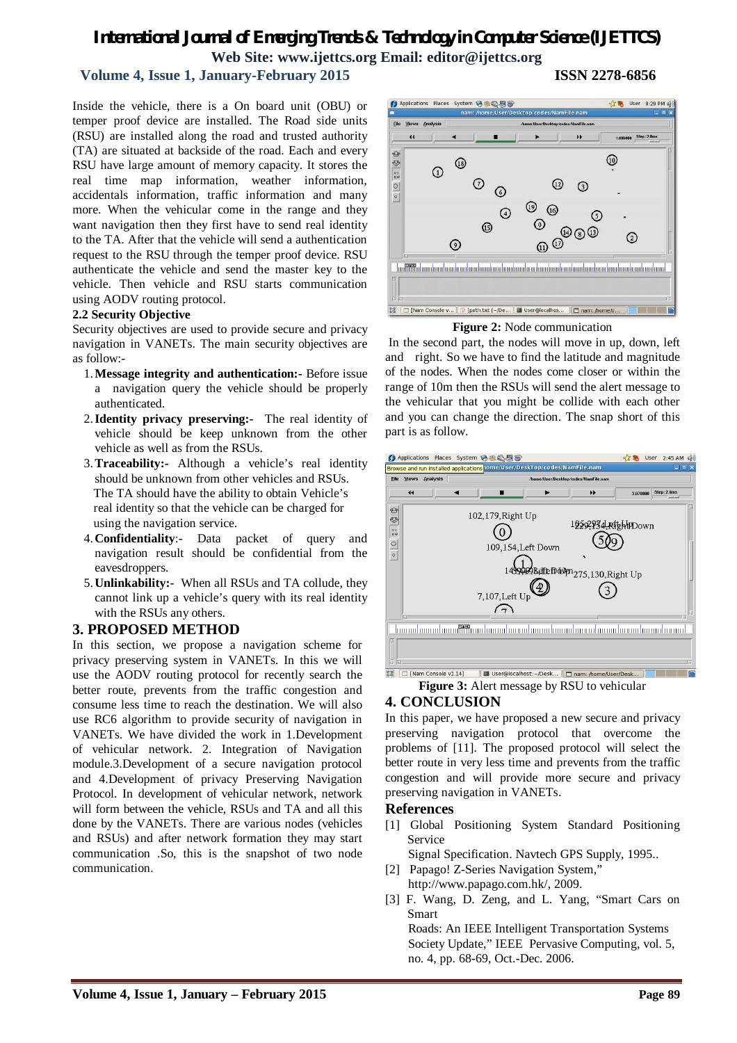Inside the vehicle, there is a On board unit (OBU) or temper proof device are installed. The Road side units (RSU) are installed along the road and trusted authority (TA) are situated at backside of the road. Each and every RSU have large amount of memory capacity. It stores the real time map information, weather information, accidentals information, traffic information and many more. When the vehicular come in the range and they want navigation then they first have to send real identity to the TA. After that the vehicle will send a authentication request to the RSU through the temper proof device. RSU authenticate the vehicle and send the master key to the vehicle. Then vehicle and RSU starts communication using AODV routing protocol.

### 2.2 Security Objective

Security objectives are used to provide secure and privacy navigation in VANETs. The main security objectives are as follow:-

1. **Message integrity and authentication:-** Before issue a navigation query the vehicle should be properly authenticated.
2. **Identity privacy preserving:-** The real identity of vehicle should be keep unknown from the other vehicle as well as from the RSUs.
3. **Traceability:-** Although a vehicle's real identity should be unknown from other vehicles and RSUs. The TA should have the ability to obtain Vehicle's real identity so that the vehicle can be charged for using the navigation service.
4. **Confidentiality**:- Data packet of query and navigation result should be confidential from the eavesdroppers.
5. **Unlinkability:-** When all RSUs and TA collude, they cannot link up a vehicle's query with its real identity with the RSUs any others.

## 3. PROPOSED METHOD

In this section, we propose a navigation scheme for privacy preserving system in VANETs. In this we will use the AODV routing protocol for recently search the better route, prevents from the traffic congestion and consume less time to reach the destination. We will also use RC6 algorithm to provide security of navigation in VANETs. We have divided the work in 1.Development of vehicular network. 2. Integration of Navigation module.3.Development of a secure navigation protocol and 4.Development of privacy Preserving Navigation Protocol. In development of vehicular network, network will form between the vehicle, RSUs and TA and all this done by the VANETs. There are various nodes (vehicles and RSUs) and after network formation they may start communication .So, this is the snapshot of two node communication.

**Figure 2:** Node communication

In the second part, the nodes will move in up, down, left and right. So we have to find the latitude and magnitude of the nodes. When the nodes come closer or within the range of 10m then the RSUs will send the alert message to the vehicular that you might be collide with each other and you can change the direction. The snap short of this part is as follow.

**Figure 3:** Alert message by RSU to vehicular

## 4. CONCLUSION

In this paper, we have proposed a new secure and privacy preserving navigation protocol that overcome the problems of [11]. The proposed protocol will select the better route in very less time and prevents from the traffic congestion and will provide more secure and privacy preserving navigation in VANETs.

## References

[1] Global Positioning System Standard Positioning Service Signal Specification. Navtech GPS Supply, 1995..

[2] Papago! Z-Series Navigation System," http://www.papago.com.hk/, 2009.

[3] F. Wang, D. Zeng, and L. Yang, "Smart Cars on Smart Roads: An IEEE Intelligent Transportation Systems Society Update," IEEE Pervasive Computing, vol. 5, no. 4, pp. 68-69, Oct.-Dec. 2006.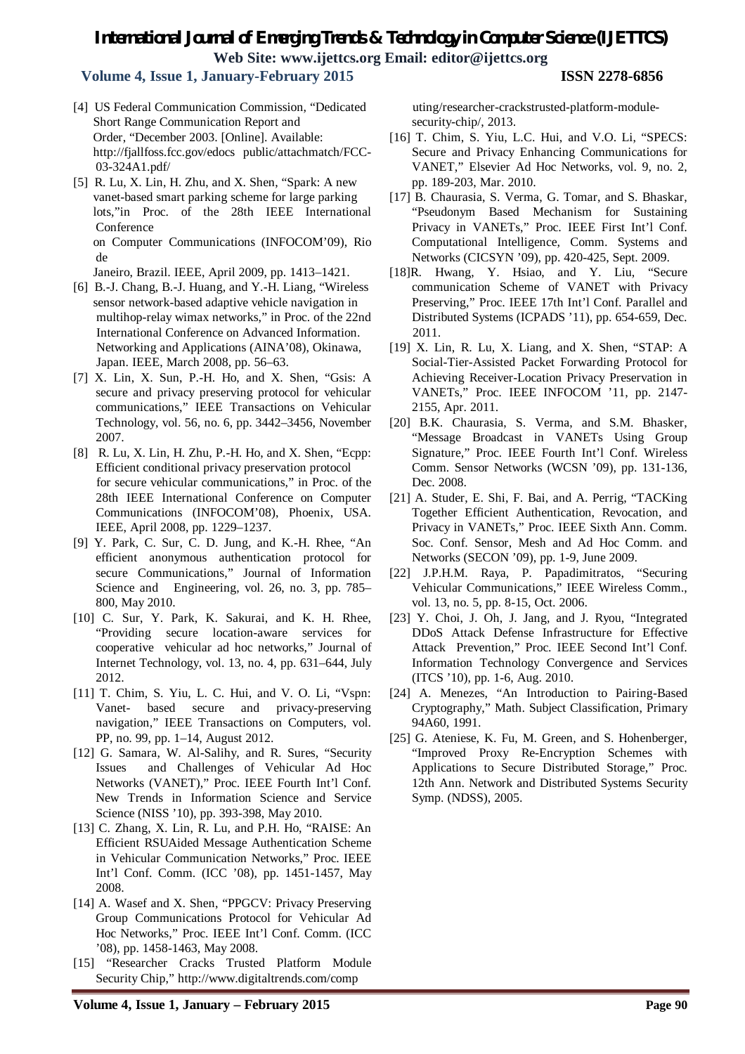[4] US Federal Communication Commission, "Dedicated Short Range Communication Report and Order, "December 2003. [Online]. Available: http://fjallfoss.fcc.gov/edocs public/attachmatch/FCC-03-324A1.pdf/

[5] R. Lu, X. Lin, H. Zhu, and X. Shen, "Spark: A new vanet-based smart parking scheme for large parking lots,"in Proc. of the 28th IEEE International Conference on Computer Communications (INFOCOM'09), Rio de Janeiro, Brazil. IEEE, April 2009, pp. 1413–1421.

[6] B.-J. Chang, B.-J. Huang, and Y.-H. Liang, "Wireless sensor network-based adaptive vehicle navigation in multihop-relay wimax networks," in Proc. of the 22nd International Conference on Advanced Information. Networking and Applications (AINA'08), Okinawa, Japan. IEEE, March 2008, pp. 56–63.

[7] X. Lin, X. Sun, P.-H. Ho, and X. Shen, "Gsis: A secure and privacy preserving protocol for vehicular communications," IEEE Transactions on Vehicular Technology, vol. 56, no. 6, pp. 3442–3456, November 2007.

[8] R. Lu, X. Lin, H. Zhu, P.-H. Ho, and X. Shen, "Ecpp: Efficient conditional privacy preservation protocol for secure vehicular communications," in Proc. of the 28th IEEE International Conference on Computer Communications (INFOCOM'08), Phoenix, USA. IEEE, April 2008, pp. 1229–1237.

[9] Y. Park, C. Sur, C. D. Jung, and K.-H. Rhee, "An efficient anonymous authentication protocol for secure Communications," Journal of Information Science and Engineering, vol. 26, no. 3, pp. 785–800, May 2010.

[10] C. Sur, Y. Park, K. Sakurai, and K. H. Rhee, "Providing secure location-aware services for cooperative vehicular ad hoc networks," Journal of Internet Technology, vol. 13, no. 4, pp. 631–644, July 2012.

[11] T. Chim, S. Yiu, L. C. Hui, and V. O. Li, "Vspn: Vanet- based secure and privacy-preserving navigation," IEEE Transactions on Computers, vol. PP, no. 99, pp. 1–14, August 2012.

[12] G. Samara, W. Al-Salihy, and R. Sures, "Security Issues and Challenges of Vehicular Ad Hoc Networks (VANET)," Proc. IEEE Fourth Int'l Conf. New Trends in Information Science and Service Science (NISS '10), pp. 393-398, May 2010.

[13] C. Zhang, X. Lin, R. Lu, and P.H. Ho, "RAISE: An Efficient RSUAided Message Authentication Scheme in Vehicular Communication Networks," Proc. IEEE Int'l Conf. Comm. (ICC '08), pp. 1451-1457, May 2008.

[14] A. Wasef and X. Shen, "PPGCV: Privacy Preserving Group Communications Protocol for Vehicular Ad Hoc Networks," Proc. IEEE Int'l Conf. Comm. (ICC '08), pp. 1458-1463, May 2008.

[15] "Researcher Cracks Trusted Platform Module Security Chip," http://www.digitaltrends.com/computing/researcher-crackstrusted-platform-module-security-chip/, 2013.

[16] T. Chim, S. Yiu, L.C. Hui, and V.O. Li, "SPECS: Secure and Privacy Enhancing Communications for VANET," Elsevier Ad Hoc Networks, vol. 9, no. 2, pp. 189-203, Mar. 2010.

[17] B. Chaurasia, S. Verma, G. Tomar, and S. Bhaskar, "Pseudonym Based Mechanism for Sustaining Privacy in VANETs," Proc. IEEE First Int'l Conf. Computational Intelligence, Comm. Systems and Networks (CICSYN '09), pp. 420-425, Sept. 2009.

[18]R. Hwang, Y. Hsiao, and Y. Liu, "Secure communication Scheme of VANET with Privacy Preserving," Proc. IEEE 17th Int'l Conf. Parallel and Distributed Systems (ICPADS '11), pp. 654-659, Dec. 2011.

[19] X. Lin, R. Lu, X. Liang, and X. Shen, "STAP: A Social-Tier-Assisted Packet Forwarding Protocol for Achieving Receiver-Location Privacy Preservation in VANETs," Proc. IEEE INFOCOM '11, pp. 2147-2155, Apr. 2011.

[20] B.K. Chaurasia, S. Verma, and S.M. Bhasker, "Message Broadcast in VANETs Using Group Signature," Proc. IEEE Fourth Int'l Conf. Wireless Comm. Sensor Networks (WCSN '09), pp. 131-136, Dec. 2008.

[21] A. Studer, E. Shi, F. Bai, and A. Perrig, "TACKing Together Efficient Authentication, Revocation, and Privacy in VANETs," Proc. IEEE Sixth Ann. Comm. Soc. Conf. Sensor, Mesh and Ad Hoc Comm. and Networks (SECON '09), pp. 1-9, June 2009.

[22] J.P.H.M. Raya, P. Papadimitratos, "Securing Vehicular Communications," IEEE Wireless Comm., vol. 13, no. 5, pp. 8-15, Oct. 2006.

[23] Y. Choi, J. Oh, J. Jang, and J. Ryou, "Integrated DDoS Attack Defense Infrastructure for Effective Attack Prevention," Proc. IEEE Second Int'l Conf. Information Technology Convergence and Services (ITCS '10), pp. 1-6, Aug. 2010.

[24] A. Menezes, "An Introduction to Pairing-Based Cryptography," Math. Subject Classification, Primary 94A60, 1991.

[25] G. Ateniese, K. Fu, M. Green, and S. Hohenberger, "Improved Proxy Re-Encryption Schemes with Applications to Secure Distributed Storage," Proc. 12th Ann. Network and Distributed Systems Security Symp. (NDSS), 2005.